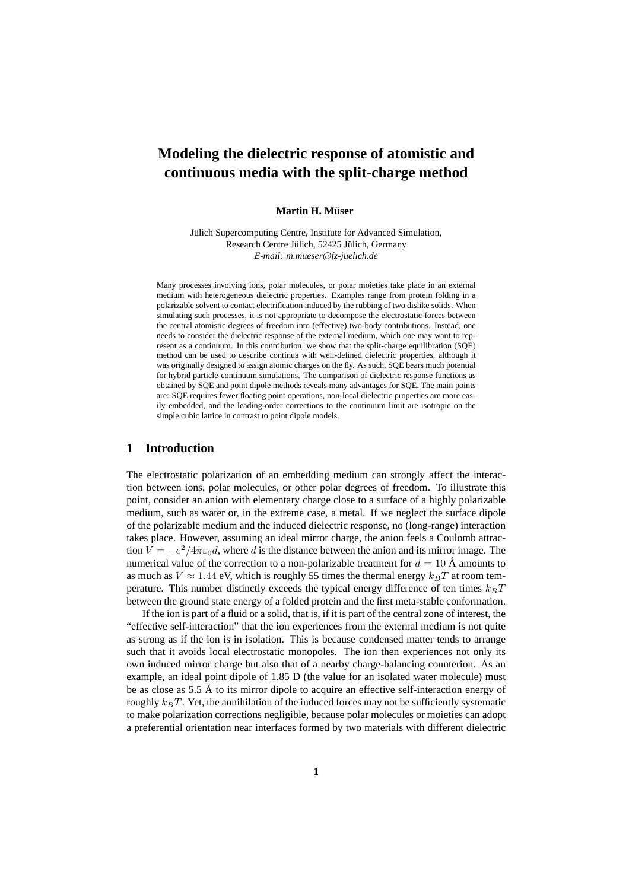# Modeling the dielectric response of atomistic and continuous media with the split-charge method

**Martin H. Müser**

Jülich Supercomputing Centre, Institute for Advanced Simulation,
Research Centre Jülich, 52425 Jülich, Germany
*E-mail: m.mueser@fz-juelich.de*

Many processes involving ions, polar molecules, or polar moieties take place in an external medium with heterogeneous dielectric properties. Examples range from protein folding in a polarizable solvent to contact electrification induced by the rubbing of two dislike solids. When simulating such processes, it is not appropriate to decompose the electrostatic forces between the central atomistic degrees of freedom into (effective) two-body contributions. Instead, one needs to consider the dielectric response of the external medium, which one may want to represent as a continuum. In this contribution, we show that the split-charge equilibration (SQE) method can be used to describe continua with well-defined dielectric properties, although it was originally designed to assign atomic charges on the fly. As such, SQE bears much potential for hybrid particle-continuum simulations. The comparison of dielectric response functions as obtained by SQE and point dipole methods reveals many advantages for SQE. The main points are: SQE requires fewer floating point operations, non-local dielectric properties are more easily embedded, and the leading-order corrections to the continuum limit are isotropic on the simple cubic lattice in contrast to point dipole models.

## 1 Introduction

The electrostatic polarization of an embedding medium can strongly affect the interaction between ions, polar molecules, or other polar degrees of freedom. To illustrate this point, consider an anion with elementary charge close to a surface of a highly polarizable medium, such as water or, in the extreme case, a metal. If we neglect the surface dipole of the polarizable medium and the induced dielectric response, no (long-range) interaction takes place. However, assuming an ideal mirror charge, the anion feels a Coulomb attraction $V = -e^2/4\pi\varepsilon_0 d$, where $d$ is the distance between the anion and its mirror image. The numerical value of the correction to a non-polarizable treatment for $d = 10$ Å amounts to as much as $V \approx 1.44$ eV, which is roughly 55 times the thermal energy $k_BT$ at room temperature. This number distinctly exceeds the typical energy difference of ten times $k_BT$ between the ground state energy of a folded protein and the first meta-stable conformation.

If the ion is part of a fluid or a solid, that is, if it is part of the central zone of interest, the "effective self-interaction" that the ion experiences from the external medium is not quite as strong as if the ion is in isolation. This is because condensed matter tends to arrange such that it avoids local electrostatic monopoles. The ion then experiences not only its own induced mirror charge but also that of a nearby charge-balancing counterion. As an example, an ideal point dipole of 1.85 D (the value for an isolated water molecule) must be as close as 5.5 Å to its mirror dipole to acquire an effective self-interaction energy of roughly $k_BT$. Yet, the annihilation of the induced forces may not be sufficiently systematic to make polarization corrections negligible, because polar molecules or moieties can adopt a preferential orientation near interfaces formed by two materials with different dielectric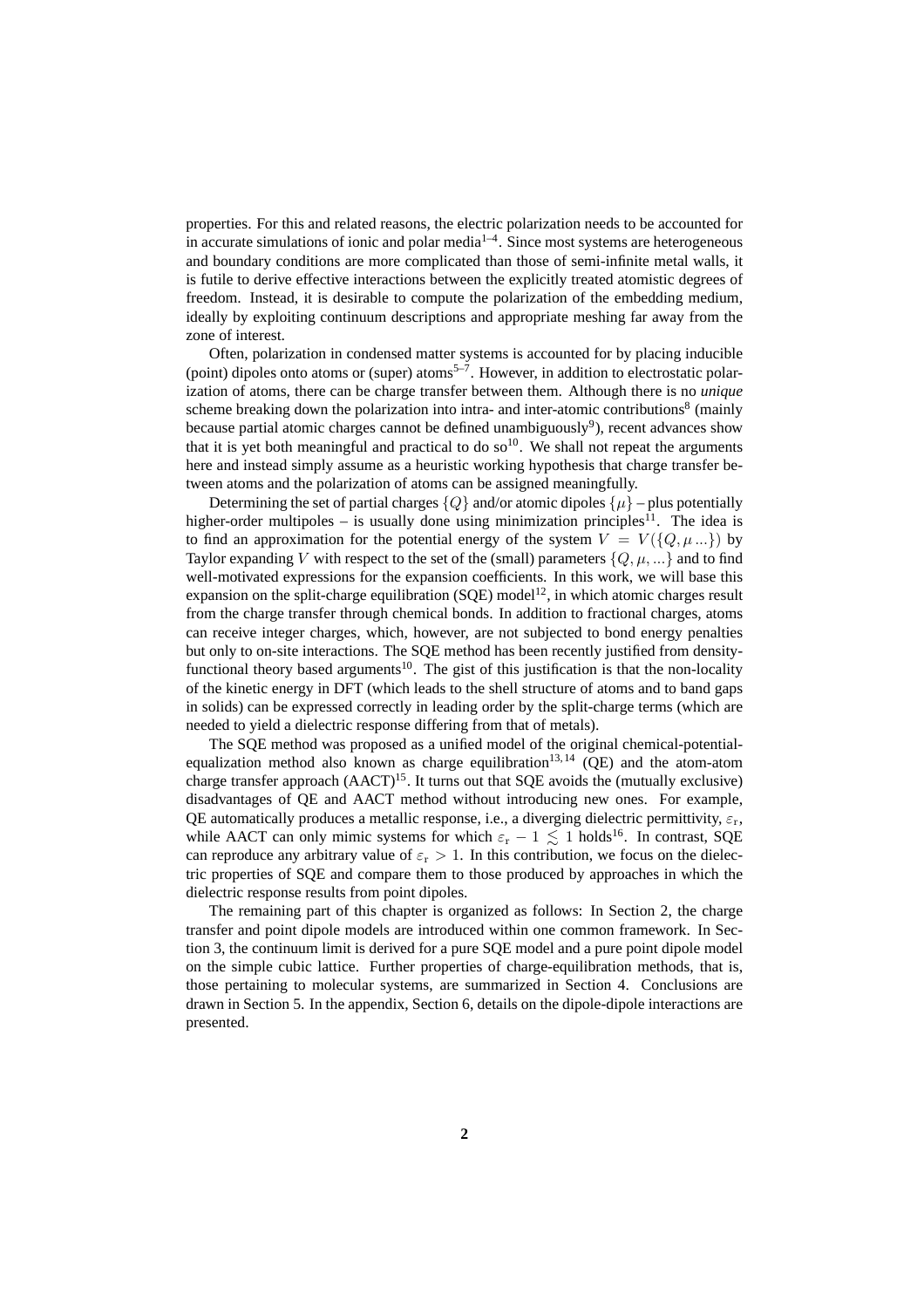properties. For this and related reasons, the electric polarization needs to be accounted for in accurate simulations of ionic and polar media[1–4]. Since most systems are heterogeneous and boundary conditions are more complicated than those of semi-infinite metal walls, it is futile to derive effective interactions between the explicitly treated atomistic degrees of freedom. Instead, it is desirable to compute the polarization of the embedding medium, ideally by exploiting continuum descriptions and appropriate meshing far away from the zone of interest.

Often, polarization in condensed matter systems is accounted for by placing inducible (point) dipoles onto atoms or (super) atoms[5–7]. However, in addition to electrostatic polarization of atoms, there can be charge transfer between them. Although there is no *unique* scheme breaking down the polarization into intra- and inter-atomic contributions[8] (mainly because partial atomic charges cannot be defined unambiguously[9]), recent advances show that it is yet both meaningful and practical to do so[10]. We shall not repeat the arguments here and instead simply assume as a heuristic working hypothesis that charge transfer between atoms and the polarization of atoms can be assigned meaningfully.

Determining the set of partial charges $\{Q\}$ and/or atomic dipoles $\{\mu\}$ – plus potentially higher-order multipoles – is usually done using minimization principles[11]. The idea is to find an approximation for the potential energy of the system $V = V(\{Q, \mu \ldots\})$ by Taylor expanding $V$ with respect to the set of the (small) parameters $\{Q, \mu, \ldots\}$ and to find well-motivated expressions for the expansion coefficients. In this work, we will base this expansion on the split-charge equilibration (SQE) model[12], in which atomic charges result from the charge transfer through chemical bonds. In addition to fractional charges, atoms can receive integer charges, which, however, are not subjected to bond energy penalties but only to on-site interactions. The SQE method has been recently justified from density-functional theory based arguments[10]. The gist of this justification is that the non-locality of the kinetic energy in DFT (which leads to the shell structure of atoms and to band gaps in solids) can be expressed correctly in leading order by the split-charge terms (which are needed to yield a dielectric response differing from that of metals).

The SQE method was proposed as a unified model of the original chemical-potential-equalization method also known as charge equilibration[13,14] (QE) and the atom-atom charge transfer approach (AACT)[15]. It turns out that SQE avoids the (mutually exclusive) disadvantages of QE and AACT method without introducing new ones. For example, QE automatically produces a metallic response, i.e., a diverging dielectric permittivity, $\varepsilon_{\rm r}$, while AACT can only mimic systems for which $\varepsilon_{\rm r} - 1 \lesssim 1$ holds[16]. In contrast, SQE can reproduce any arbitrary value of $\varepsilon_{\rm r} > 1$. In this contribution, we focus on the dielectric properties of SQE and compare them to those produced by approaches in which the dielectric response results from point dipoles.

The remaining part of this chapter is organized as follows: In Section 2, the charge transfer and point dipole models are introduced within one common framework. In Section 3, the continuum limit is derived for a pure SQE model and a pure point dipole model on the simple cubic lattice. Further properties of charge-equilibration methods, that is, those pertaining to molecular systems, are summarized in Section 4. Conclusions are drawn in Section 5. In the appendix, Section 6, details on the dipole-dipole interactions are presented.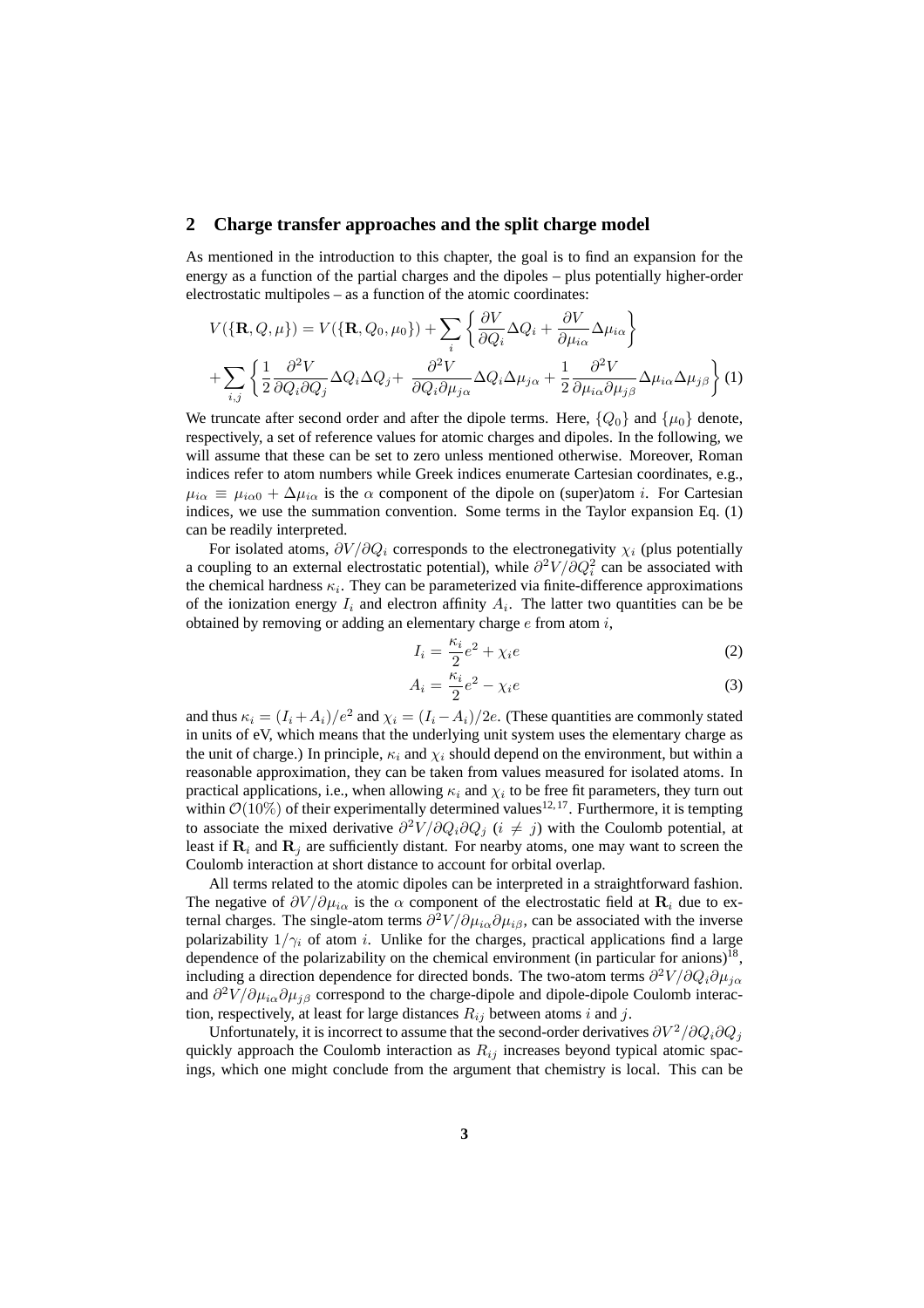## 2 Charge transfer approaches and the split charge model

As mentioned in the introduction to this chapter, the goal is to find an expansion for the energy as a function of the partial charges and the dipoles – plus potentially higher-order electrostatic multipoles – as a function of the atomic coordinates:

$$
\begin{aligned}
V(\{\mathbf{R}, Q, \mu\}) &= V(\{\mathbf{R}, Q_0, \mu_0\}) + \sum_i \left\{ \frac{\partial V}{\partial Q_i} \Delta Q_i + \frac{\partial V}{\partial \mu_{i\alpha}} \Delta \mu_{i\alpha} \right\} \\
&+ \sum_{i,j} \left\{ \frac{1}{2} \frac{\partial^2 V}{\partial Q_i \partial Q_j} \Delta Q_i \Delta Q_j + \frac{\partial^2 V}{\partial Q_i \partial \mu_{j\alpha}} \Delta Q_i \Delta \mu_{j\alpha} + \frac{1}{2} \frac{\partial^2 V}{\partial \mu_{i\alpha} \partial \mu_{j\beta}} \Delta \mu_{i\alpha} \Delta \mu_{j\beta} \right\} \quad (1)
\end{aligned}
$$

We truncate after second order and after the dipole terms. Here, $\{Q_0\}$ and $\{\mu_0\}$ denote, respectively, a set of reference values for atomic charges and dipoles. In the following, we will assume that these can be set to zero unless mentioned otherwise. Moreover, Roman indices refer to atom numbers while Greek indices enumerate Cartesian coordinates, e.g., $\mu_{i\alpha} \equiv \mu_{i\alpha 0} + \Delta\mu_{i\alpha}$ is the $\alpha$ component of the dipole on (super)atom $i$. For Cartesian indices, we use the summation convention. Some terms in the Taylor expansion Eq. (1) can be readily interpreted.

For isolated atoms, $\partial V/\partial Q_i$ corresponds to the electronegativity $\chi_i$ (plus potentially a coupling to an external electrostatic potential), while $\partial^2 V/\partial Q_i^2$ can be associated with the chemical hardness $\kappa_i$. They can be parameterized via finite-difference approximations of the ionization energy $I_i$ and electron affinity $A_i$. The latter two quantities can be be obtained by removing or adding an elementary charge $e$ from atom $i$,

$$
I_i = \frac{\kappa_i}{2} e^2 + \chi_i e \quad (2)
$$

$$
A_i = \frac{\kappa_i}{2} e^2 - \chi_i e \quad (3)
$$

and thus $\kappa_i = (I_i + A_i)/e^2$ and $\chi_i = (I_i - A_i)/2e$. (These quantities are commonly stated in units of eV, which means that the underlying unit system uses the elementary charge as the unit of charge.) In principle, $\kappa_i$ and $\chi_i$ should depend on the environment, but within a reasonable approximation, they can be taken from values measured for isolated atoms. In practical applications, i.e., when allowing $\kappa_i$ and $\chi_i$ to be free fit parameters, they turn out within $\mathcal{O}(10\%)$ of their experimentally determined values[12,17]. Furthermore, it is tempting to associate the mixed derivative $\partial^2 V/\partial Q_i \partial Q_j$ ($i \neq j$) with the Coulomb potential, at least if $\mathbf{R}_i$ and $\mathbf{R}_j$ are sufficiently distant. For nearby atoms, one may want to screen the Coulomb interaction at short distance to account for orbital overlap.

All terms related to the atomic dipoles can be interpreted in a straightforward fashion. The negative of $\partial V/\partial \mu_{i\alpha}$ is the $\alpha$ component of the electrostatic field at $\mathbf{R}_i$ due to external charges. The single-atom terms $\partial^2 V/\partial \mu_{i\alpha} \partial \mu_{i\beta}$, can be associated with the inverse polarizability $1/\gamma_i$ of atom $i$. Unlike for the charges, practical applications find a large dependence of the polarizability on the chemical environment (in particular for anions)[18], including a direction dependence for directed bonds. The two-atom terms $\partial^2 V/\partial Q_i \partial \mu_{j\alpha}$ and $\partial^2 V/\partial \mu_{i\alpha} \partial \mu_{j\beta}$ correspond to the charge-dipole and dipole-dipole Coulomb interaction, respectively, at least for large distances $R_{ij}$ between atoms $i$ and $j$.

Unfortunately, it is incorrect to assume that the second-order derivatives $\partial V^2/\partial Q_i \partial Q_j$ quickly approach the Coulomb interaction as $R_{ij}$ increases beyond typical atomic spacings, which one might conclude from the argument that chemistry is local. This can be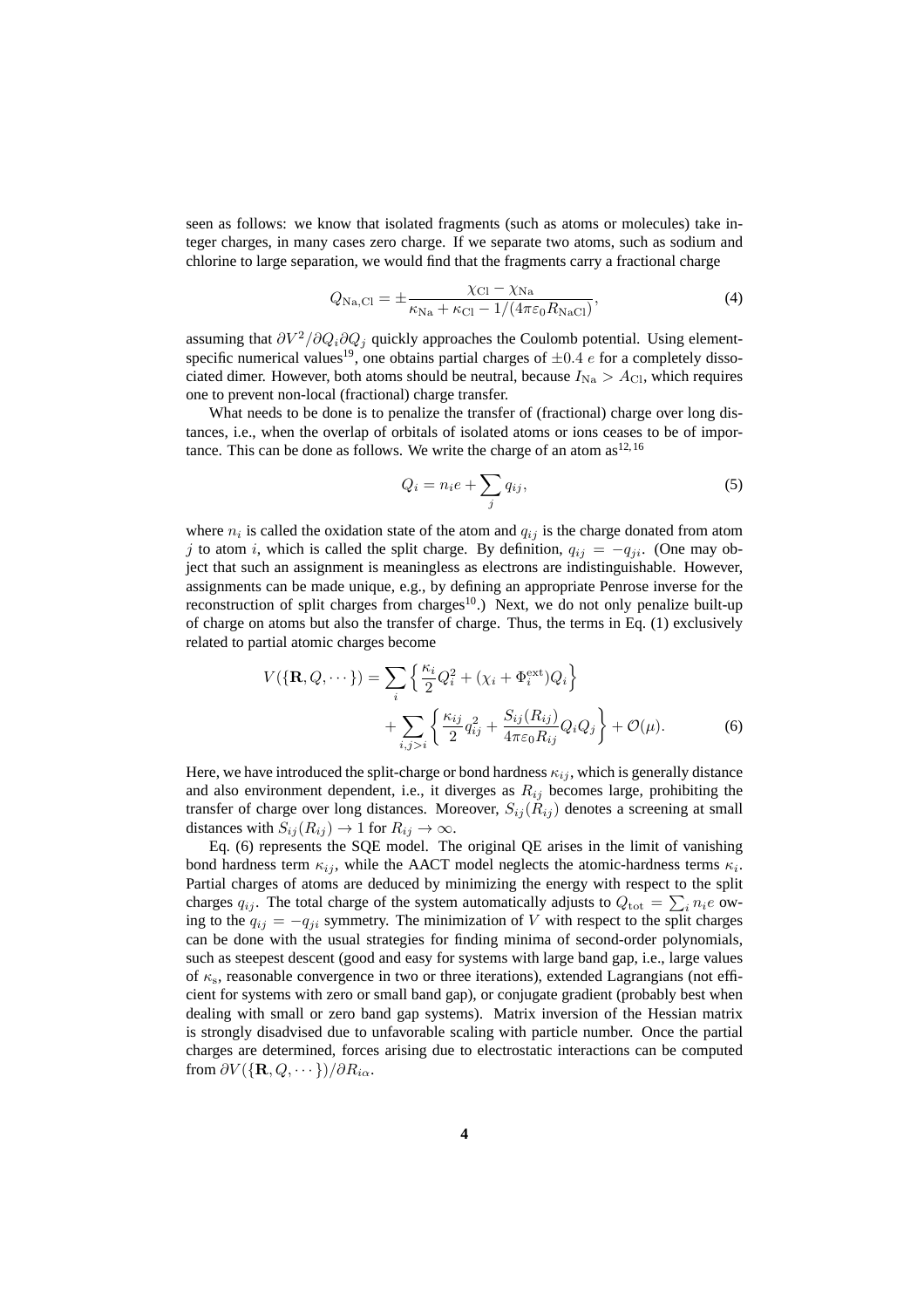seen as follows: we know that isolated fragments (such as atoms or molecules) take integer charges, in many cases zero charge. If we separate two atoms, such as sodium and chlorine to large separation, we would find that the fragments carry a fractional charge

$$Q_{\mathrm{Na,Cl}} = \pm \frac{\chi_{\mathrm{Cl}} - \chi_{\mathrm{Na}}}{\kappa_{\mathrm{Na}} + \kappa_{\mathrm{Cl}} - 1/(4\pi\varepsilon_0 R_{\mathrm{NaCl}})}, \tag{4}$$

assuming that $\partial V^2/\partial Q_i \partial Q_j$ quickly approaches the Coulomb potential. Using element-specific numerical values[19], one obtains partial charges of $\pm 0.4\ e$ for a completely dissociated dimer. However, both atoms should be neutral, because $I_{\mathrm{Na}} > A_{\mathrm{Cl}}$, which requires one to prevent non-local (fractional) charge transfer.

What needs to be done is to penalize the transfer of (fractional) charge over long distances, i.e., when the overlap of orbitals of isolated atoms or ions ceases to be of importance. This can be done as follows. We write the charge of an atom as[12,16]

$$Q_i = n_i e + \sum_j q_{ij}, \tag{5}$$

where $n_i$ is called the oxidation state of the atom and $q_{ij}$ is the charge donated from atom $j$ to atom $i$, which is called the split charge. By definition, $q_{ij} = -q_{ji}$. (One may object that such an assignment is meaningless as electrons are indistinguishable. However, assignments can be made unique, e.g., by defining an appropriate Penrose inverse for the reconstruction of split charges from charges[10].) Next, we do not only penalize built-up of charge on atoms but also the transfer of charge. Thus, the terms in Eq. (1) exclusively related to partial atomic charges become

$$\begin{aligned} V(\{\mathbf{R}, Q, \cdots\}) = \sum_i \left\{ \frac{\kappa_i}{2} Q_i^2 + (\chi_i + \Phi_i^{\mathrm{ext}}) Q_i \right\} \\ + \sum_{i,j>i} \left\{ \frac{\kappa_{ij}}{2} q_{ij}^2 + \frac{S_{ij}(R_{ij})}{4\pi\varepsilon_0 R_{ij}} Q_i Q_j \right\} + \mathcal{O}(\mu). \end{aligned} \tag{6}$$

Here, we have introduced the split-charge or bond hardness $\kappa_{ij}$, which is generally distance and also environment dependent, i.e., it diverges as $R_{ij}$ becomes large, prohibiting the transfer of charge over long distances. Moreover, $S_{ij}(R_{ij})$ denotes a screening at small distances with $S_{ij}(R_{ij}) \to 1$ for $R_{ij} \to \infty$.

Eq. (6) represents the SQE model. The original QE arises in the limit of vanishing bond hardness term $\kappa_{ij}$, while the AACT model neglects the atomic-hardness terms $\kappa_i$. Partial charges of atoms are deduced by minimizing the energy with respect to the split charges $q_{ij}$. The total charge of the system automatically adjusts to $Q_{\mathrm{tot}} = \sum_i n_i e$ owing to the $q_{ij} = -q_{ji}$ symmetry. The minimization of $V$ with respect to the split charges can be done with the usual strategies for finding minima of second-order polynomials, such as steepest descent (good and easy for systems with large band gap, i.e., large values of $\kappa_{\mathrm{s}}$, reasonable convergence in two or three iterations), extended Lagrangians (not efficient for systems with zero or small band gap), or conjugate gradient (probably best when dealing with small or zero band gap systems). Matrix inversion of the Hessian matrix is strongly disadvised due to unfavorable scaling with particle number. Once the partial charges are determined, forces arising due to electrostatic interactions can be computed from $\partial V(\{\mathbf{R}, Q, \cdots\})/\partial R_{i\alpha}$.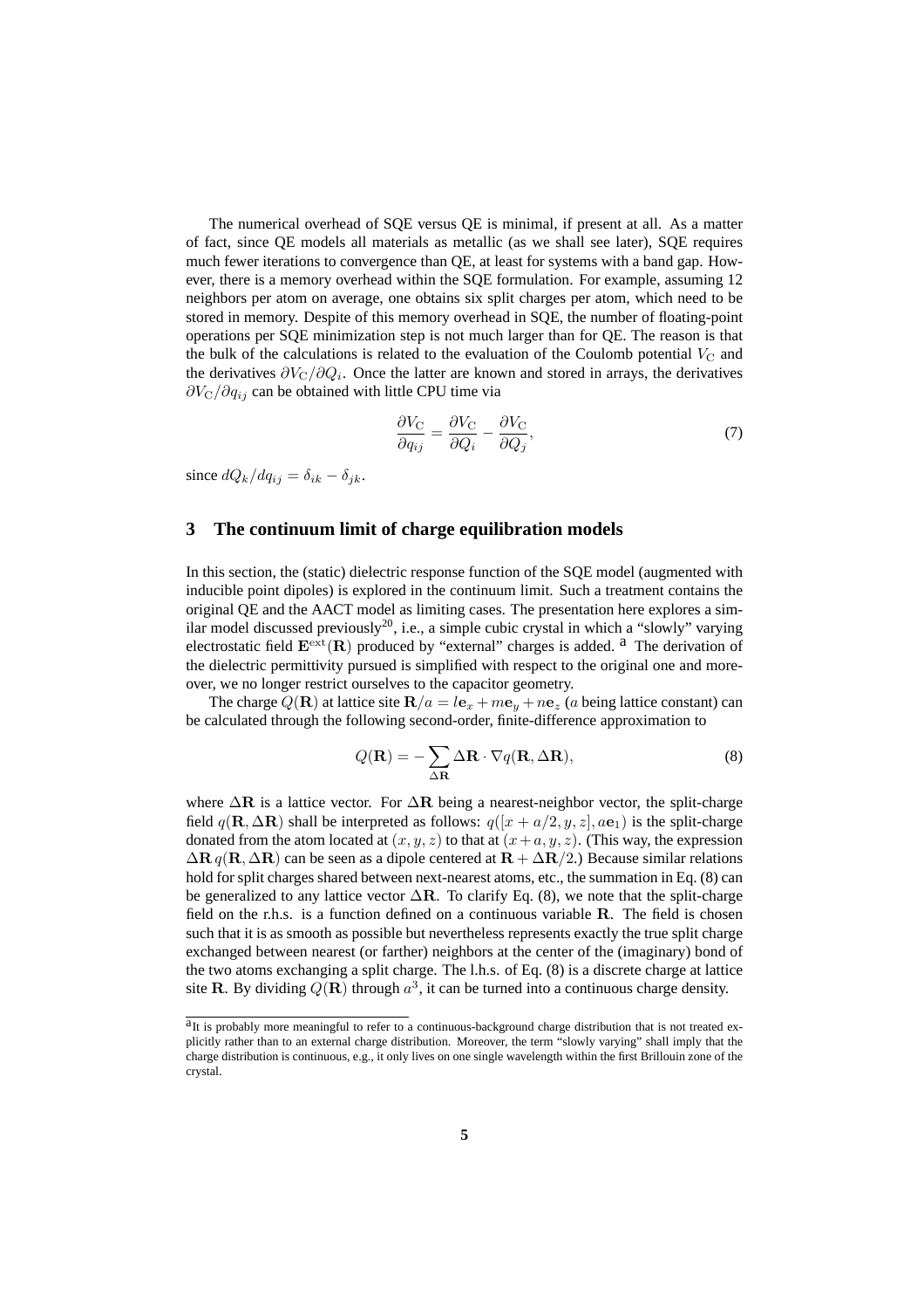The numerical overhead of SQE versus QE is minimal, if present at all. As a matter of fact, since QE models all materials as metallic (as we shall see later), SQE requires much fewer iterations to convergence than QE, at least for systems with a band gap. However, there is a memory overhead within the SQE formulation. For example, assuming 12 neighbors per atom on average, one obtains six split charges per atom, which need to be stored in memory. Despite of this memory overhead in SQE, the number of floating-point operations per SQE minimization step is not much larger than for QE. The reason is that the bulk of the calculations is related to the evaluation of the Coulomb potential $V_\mathrm{C}$ and the derivatives $\partial V_\mathrm{C}/\partial Q_i$. Once the latter are known and stored in arrays, the derivatives $\partial V_\mathrm{C}/\partial q_{ij}$ can be obtained with little CPU time via

$$\frac{\partial V_\mathrm{C}}{\partial q_{ij}} = \frac{\partial V_\mathrm{C}}{\partial Q_i} - \frac{\partial V_\mathrm{C}}{\partial Q_j}, \tag{7}$$

since $dQ_k/dq_{ij} = \delta_{ik} - \delta_{jk}$.

## 3 The continuum limit of charge equilibration models

In this section, the (static) dielectric response function of the SQE model (augmented with inducible point dipoles) is explored in the continuum limit. Such a treatment contains the original QE and the AACT model as limiting cases. The presentation here explores a similar model discussed previously[20], i.e., a simple cubic crystal in which a "slowly" varying electrostatic field $\mathbf{E}^\mathrm{ext}(\mathbf{R})$ produced by "external" charges is added. [a] The derivation of the dielectric permittivity pursued is simplified with respect to the original one and moreover, we no longer restrict ourselves to the capacitor geometry.

The charge $Q(\mathbf{R})$ at lattice site $\mathbf{R}/a = l\mathbf{e}_x + m\mathbf{e}_y + n\mathbf{e}_z$ ($a$ being lattice constant) can be calculated through the following second-order, finite-difference approximation to

$$Q(\mathbf{R}) = -\sum_{\Delta\mathbf{R}} \Delta\mathbf{R} \cdot \nabla q(\mathbf{R}, \Delta\mathbf{R}), \tag{8}$$

where $\Delta\mathbf{R}$ is a lattice vector. For $\Delta\mathbf{R}$ being a nearest-neighbor vector, the split-charge field $q(\mathbf{R}, \Delta\mathbf{R})$ shall be interpreted as follows: $q([x + a/2, y, z], a\mathbf{e}_1)$ is the split-charge donated from the atom located at $(x, y, z)$ to that at $(x + a, y, z)$. (This way, the expression $\Delta\mathbf{R}\, q(\mathbf{R}, \Delta\mathbf{R})$ can be seen as a dipole centered at $\mathbf{R} + \Delta\mathbf{R}/2$.) Because similar relations hold for split charges shared between next-nearest atoms, etc., the summation in Eq. (8) can be generalized to any lattice vector $\Delta\mathbf{R}$. To clarify Eq. (8), we note that the split-charge field on the r.h.s. is a function defined on a continuous variable $\mathbf{R}$. The field is chosen such that it is as smooth as possible but nevertheless represents exactly the true split charge exchanged between nearest (or farther) neighbors at the center of the (imaginary) bond of the two atoms exchanging a split charge. The l.h.s. of Eq. (8) is a discrete charge at lattice site $\mathbf{R}$. By dividing $Q(\mathbf{R})$ through $a^3$, it can be turned into a continuous charge density.

---

[a] It is probably more meaningful to refer to a continuous-background charge distribution that is not treated explicitly rather than to an external charge distribution. Moreover, the term "slowly varying" shall imply that the charge distribution is continuous, e.g., it only lives on one single wavelength within the first Brillouin zone of the crystal.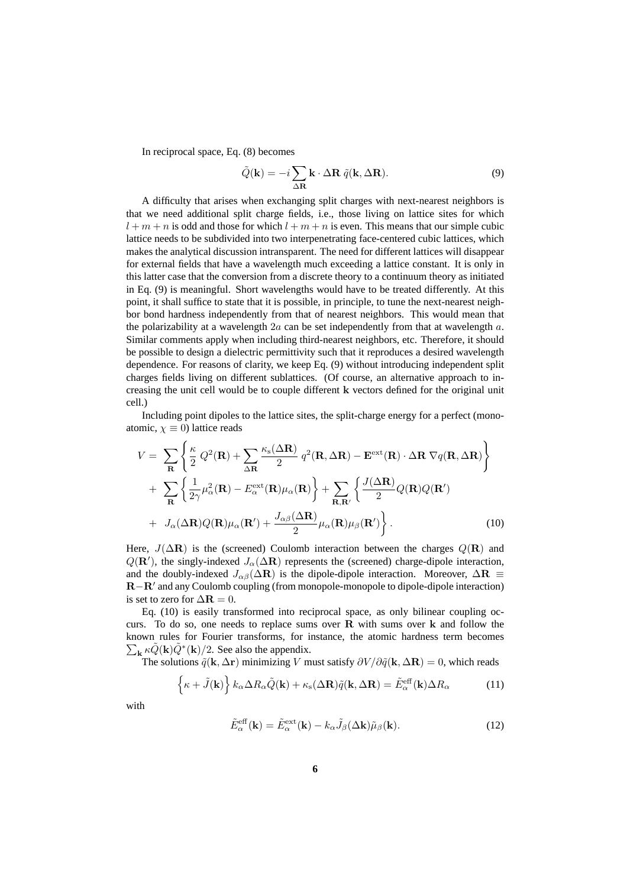In reciprocal space, Eq. (8) becomes

$$\tilde{Q}(\mathbf{k}) = -i \sum_{\Delta\mathbf{R}} \mathbf{k} \cdot \Delta\mathbf{R}\; \tilde{q}(\mathbf{k}, \Delta\mathbf{R}). \tag{9}$$

A difficulty that arises when exchanging split charges with next-nearest neighbors is that we need additional split charge fields, i.e., those living on lattice sites for which $l + m + n$ is odd and those for which $l + m + n$ is even. This means that our simple cubic lattice needs to be subdivided into two interpenetrating face-centered cubic lattices, which makes the analytical discussion intransparent. The need for different lattices will disappear for external fields that have a wavelength much exceeding a lattice constant. It is only in this latter case that the conversion from a discrete theory to a continuum theory as initiated in Eq. (9) is meaningful. Short wavelengths would have to be treated differently. At this point, it shall suffice to state that it is possible, in principle, to tune the next-nearest neighbor bond hardness independently from that of nearest neighbors. This would mean that the polarizability at a wavelength $2a$ can be set independently from that at wavelength $a$. Similar comments apply when including third-nearest neighbors, etc. Therefore, it should be possible to design a dielectric permittivity such that it reproduces a desired wavelength dependence. For reasons of clarity, we keep Eq. (9) without introducing independent split charges fields living on different sublattices. (Of course, an alternative approach to increasing the unit cell would be to couple different $\mathbf{k}$ vectors defined for the original unit cell.)

Including point dipoles to the lattice sites, the split-charge energy for a perfect (monoatomic, $\chi \equiv 0$) lattice reads

$$\begin{aligned} V = & \sum_{\mathbf{R}} \left\{ \frac{\kappa}{2}\, Q^2(\mathbf{R}) + \sum_{\Delta\mathbf{R}} \frac{\kappa_{\rm s}(\Delta\mathbf{R})}{2}\, q^2(\mathbf{R}, \Delta\mathbf{R}) - \mathbf{E}^{\rm ext}(\mathbf{R}) \cdot \Delta\mathbf{R}\, \nabla q(\mathbf{R}, \Delta\mathbf{R}) \right\} \\ & + \sum_{\mathbf{R}} \left\{ \frac{1}{2\gamma} \mu_\alpha^2(\mathbf{R}) - E_\alpha^{\rm ext}(\mathbf{R}) \mu_\alpha(\mathbf{R}) \right\} + \sum_{\mathbf{R},\mathbf{R}'} \left\{ \frac{J(\Delta\mathbf{R})}{2} Q(\mathbf{R}) Q(\mathbf{R}') \right. \\ & + \left. J_\alpha(\Delta\mathbf{R}) Q(\mathbf{R}) \mu_\alpha(\mathbf{R}') + \frac{J_{\alpha\beta}(\Delta\mathbf{R})}{2} \mu_\alpha(\mathbf{R}) \mu_\beta(\mathbf{R}') \right\}. \end{aligned} \tag{10}$$

Here, $J(\Delta\mathbf{R})$ is the (screened) Coulomb interaction between the charges $Q(\mathbf{R})$ and $Q(\mathbf{R}')$, the singly-indexed $J_\alpha(\Delta\mathbf{R})$ represents the (screened) charge-dipole interaction, and the doubly-indexed $J_{\alpha\beta}(\Delta\mathbf{R})$ is the dipole-dipole interaction. Moreover, $\Delta\mathbf{R} \equiv \mathbf{R} - \mathbf{R}'$ and any Coulomb coupling (from monopole-monopole to dipole-dipole interaction) is set to zero for $\Delta\mathbf{R} = 0$.

Eq. (10) is easily transformed into reciprocal space, as only bilinear coupling occurs. To do so, one needs to replace sums over $\mathbf{R}$ with sums over $\mathbf{k}$ and follow the known rules for Fourier transforms, for instance, the atomic hardness term becomes $\sum_{\mathbf{k}} \kappa \tilde{Q}(\mathbf{k}) \tilde{Q}^*(\mathbf{k})/2$. See also the appendix.

The solutions $\tilde{q}(\mathbf{k}, \Delta\mathbf{r})$ minimizing $V$ must satisfy $\partial V / \partial \tilde{q}(\mathbf{k}, \Delta\mathbf{R}) = 0$, which reads

$$\left\{ \kappa + \tilde{J}(\mathbf{k}) \right\} k_\alpha \Delta R_\alpha \tilde{Q}(\mathbf{k}) + \kappa_{\rm s}(\Delta\mathbf{R}) \tilde{q}(\mathbf{k}, \Delta\mathbf{R}) = \tilde{E}_\alpha^{\rm eff}(\mathbf{k}) \Delta R_\alpha \tag{11}$$

with

$$\tilde{E}_\alpha^{\rm eff}(\mathbf{k}) = \tilde{E}_\alpha^{\rm ext}(\mathbf{k}) - k_\alpha \tilde{J}_\beta(\Delta\mathbf{k}) \tilde{\mu}_\beta(\mathbf{k}). \tag{12}$$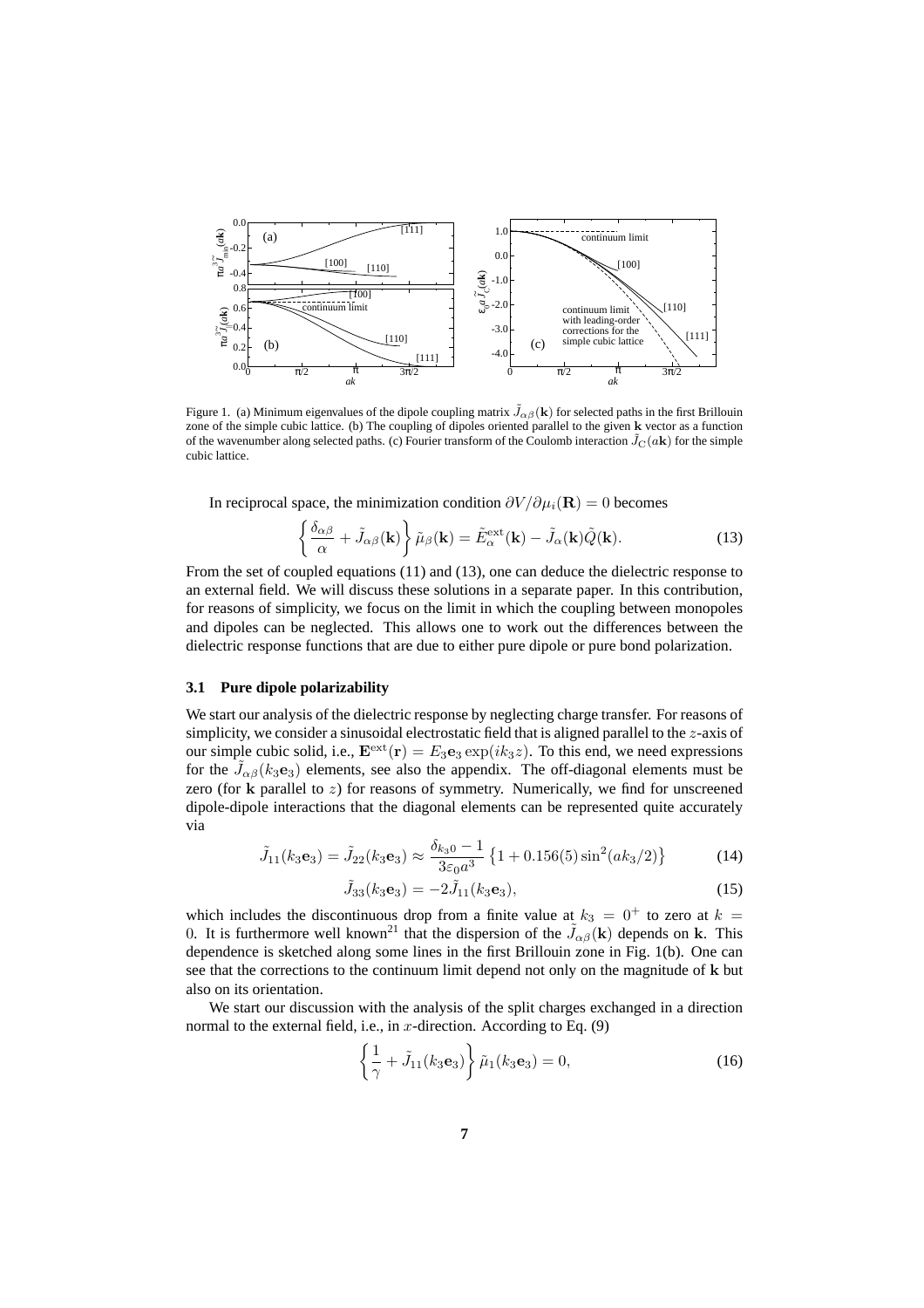Figure 1. (a) Minimum eigenvalues of the dipole coupling matrix $\tilde{J}_{\alpha\beta}(\mathbf{k})$ for selected paths in the first Brillouin zone of the simple cubic lattice. (b) The coupling of dipoles oriented parallel to the given $\mathbf{k}$ vector as a function of the wavenumber along selected paths. (c) Fourier transform of the Coulomb interaction $\tilde{J}_{\rm C}(a\mathbf{k})$ for the simple cubic lattice.

In reciprocal space, the minimization condition $\partial V/\partial \mu_i(\mathbf{R}) = 0$ becomes

$$\left\{ \frac{\delta_{\alpha\beta}}{\alpha} + \tilde{J}_{\alpha\beta}(\mathbf{k}) \right\} \tilde{\mu}_\beta(\mathbf{k}) = \tilde{E}^{\rm ext}_\alpha(\mathbf{k}) - \tilde{J}_\alpha(\mathbf{k})\tilde{Q}(\mathbf{k}). \tag{13}$$

From the set of coupled equations (11) and (13), one can deduce the dielectric response to an external field. We will discuss these solutions in a separate paper. In this contribution, for reasons of simplicity, we focus on the limit in which the coupling between monopoles and dipoles can be neglected. This allows one to work out the differences between the dielectric response functions that are due to either pure dipole or pure bond polarization.

### 3.1 Pure dipole polarizability

We start our analysis of the dielectric response by neglecting charge transfer. For reasons of simplicity, we consider a sinusoidal electrostatic field that is aligned parallel to the $z$-axis of our simple cubic solid, i.e., $\mathbf{E}^{\rm ext}(\mathbf{r}) = E_3 \mathbf{e}_3 \exp(ik_3 z)$. To this end, we need expressions for the $\tilde{J}_{\alpha\beta}(k_3\mathbf{e}_3)$ elements, see also the appendix. The off-diagonal elements must be zero (for $\mathbf{k}$ parallel to $z$) for reasons of symmetry. Numerically, we find for unscreened dipole-dipole interactions that the diagonal elements can be represented quite accurately via

$$\tilde{J}_{11}(k_3\mathbf{e}_3) = \tilde{J}_{22}(k_3\mathbf{e}_3) \approx \frac{\delta_{k_3 0} - 1}{3\varepsilon_0 a^3} \left\{ 1 + 0.156(5) \sin^2(ak_3/2) \right\} \tag{14}$$

$$\tilde{J}_{33}(k_3\mathbf{e}_3) = -2\tilde{J}_{11}(k_3\mathbf{e}_3), \tag{15}$$

which includes the discontinuous drop from a finite value at $k_3 = 0^+$ to zero at $k = 0$. It is furthermore well known[21] that the dispersion of the $\tilde{J}_{\alpha\beta}(\mathbf{k})$ depends on $\mathbf{k}$. This dependence is sketched along some lines in the first Brillouin zone in Fig. 1(b). One can see that the corrections to the continuum limit depend not only on the magnitude of $\mathbf{k}$ but also on its orientation.

We start our discussion with the analysis of the split charges exchanged in a direction normal to the external field, i.e., in $x$-direction. According to Eq. (9)

$$\left\{ \frac{1}{\gamma} + \tilde{J}_{11}(k_3\mathbf{e}_3) \right\} \tilde{\mu}_1(k_3\mathbf{e}_3) = 0, \tag{16}$$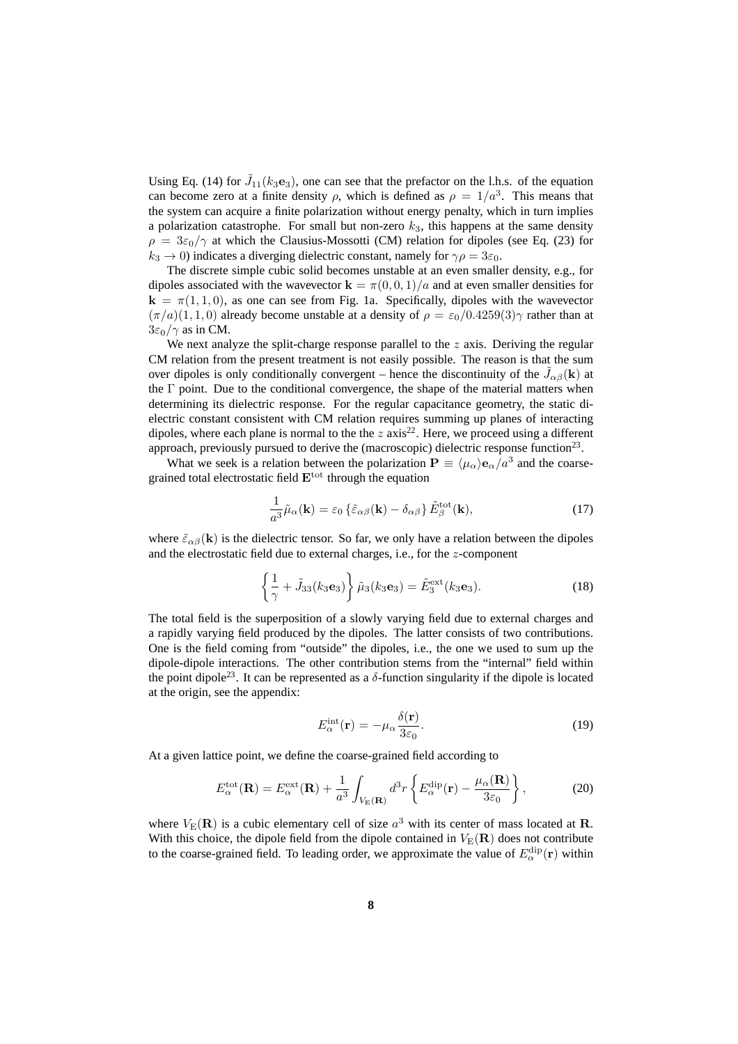Using Eq. (14) for $\tilde{J}_{11}(k_3\mathbf{e}_3)$, one can see that the prefactor on the l.h.s. of the equation can become zero at a finite density $\rho$, which is defined as $\rho = 1/a^3$. This means that the system can acquire a finite polarization without energy penalty, which in turn implies a polarization catastrophe. For small but non-zero $k_3$, this happens at the same density $\rho = 3\varepsilon_0/\gamma$ at which the Clausius-Mossotti (CM) relation for dipoles (see Eq. (23) for $k_3 \to 0$) indicates a diverging dielectric constant, namely for $\gamma\rho = 3\varepsilon_0$.

The discrete simple cubic solid becomes unstable at an even smaller density, e.g., for dipoles associated with the wavevector $\mathbf{k} = \pi(0,0,1)/a$ and at even smaller densities for $\mathbf{k} = \pi(1,1,0)$, as one can see from Fig. 1a. Specifically, dipoles with the wavevector $(\pi/a)(1,1,0)$ already become unstable at a density of $\rho = \varepsilon_0/0.4259(3)\gamma$ rather than at $3\varepsilon_0/\gamma$ as in CM.

We next analyze the split-charge response parallel to the $z$ axis. Deriving the regular CM relation from the present treatment is not easily possible. The reason is that the sum over dipoles is only conditionally convergent – hence the discontinuity of the $\tilde{J}_{\alpha\beta}(\mathbf{k})$ at the $\Gamma$ point. Due to the conditional convergence, the shape of the material matters when determining its dielectric response. For the regular capacitance geometry, the static dielectric constant consistent with CM relation requires summing up planes of interacting dipoles, where each plane is normal to the the $z$ axis[22]. Here, we proceed using a different approach, previously pursued to derive the (macroscopic) dielectric response function[23].

What we seek is a relation between the polarization $\mathbf{P} \equiv \langle\mu_\alpha\rangle\mathbf{e}_\alpha/a^3$ and the coarse-grained total electrostatic field $\mathbf{E}^{\text{tot}}$ through the equation

$$\frac{1}{a^3}\tilde{\mu}_\alpha(\mathbf{k}) = \varepsilon_0\left\{\tilde{\varepsilon}_{\alpha\beta}(\mathbf{k}) - \delta_{\alpha\beta}\right\}\tilde{E}^{\text{tot}}_\beta(\mathbf{k}), \tag{17}$$

where $\tilde{\varepsilon}_{\alpha\beta}(\mathbf{k})$ is the dielectric tensor. So far, we only have a relation between the dipoles and the electrostatic field due to external charges, i.e., for the $z$-component

$$\left\{\frac{1}{\gamma} + \tilde{J}_{33}(k_3\mathbf{e}_3)\right\}\tilde{\mu}_3(k_3\mathbf{e}_3) = \tilde{E}^{\text{ext}}_3(k_3\mathbf{e}_3). \tag{18}$$

The total field is the superposition of a slowly varying field due to external charges and a rapidly varying field produced by the dipoles. The latter consists of two contributions. One is the field coming from "outside" the dipoles, i.e., the one we used to sum up the dipole-dipole interactions. The other contribution stems from the "internal" field within the point dipole[23]. It can be represented as a $\delta$-function singularity if the dipole is located at the origin, see the appendix:

$$E^{\text{int}}_\alpha(\mathbf{r}) = -\mu_\alpha\frac{\delta(\mathbf{r})}{3\varepsilon_0}. \tag{19}$$

At a given lattice point, we define the coarse-grained field according to

$$E^{\text{tot}}_\alpha(\mathbf{R}) = E^{\text{ext}}_\alpha(\mathbf{R}) + \frac{1}{a^3}\int_{V_{\text{E}}(\mathbf{R})} d^3r\left\{E^{\text{dip}}_\alpha(\mathbf{r}) - \frac{\mu_\alpha(\mathbf{R})}{3\varepsilon_0}\right\}, \tag{20}$$

where $V_{\text{E}}(\mathbf{R})$ is a cubic elementary cell of size $a^3$ with its center of mass located at $\mathbf{R}$. With this choice, the dipole field from the dipole contained in $V_{\text{E}}(\mathbf{R})$ does not contribute to the coarse-grained field. To leading order, we approximate the value of $E^{\text{dip}}_\alpha(\mathbf{r})$ within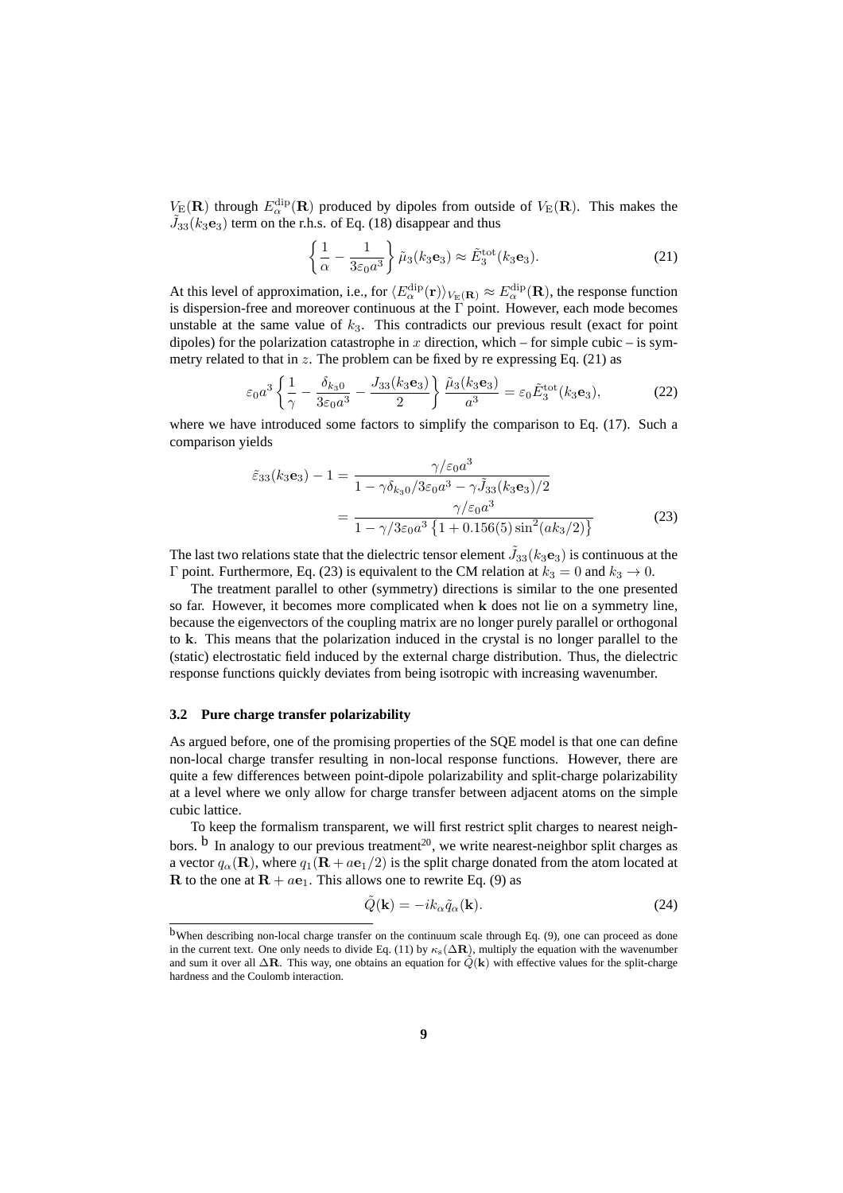$V_{\rm E}(\mathbf{R})$ through $E_\alpha^{\rm dip}(\mathbf{R})$ produced by dipoles from outside of $V_{\rm E}(\mathbf{R})$. This makes the $\tilde{J}_{33}(k_3\mathbf{e}_3)$ term on the r.h.s. of Eq. (18) disappear and thus

$$\left\{ \frac{1}{\alpha} - \frac{1}{3\varepsilon_0 a^3} \right\} \tilde{\mu}_3(k_3\mathbf{e}_3) \approx \tilde{E}_3^{\rm tot}(k_3\mathbf{e}_3). \tag{21}$$

At this level of approximation, i.e., for $\langle E_\alpha^{\rm dip}(\mathbf{r})\rangle_{V_{\rm E}(\mathbf{R})} \approx E_\alpha^{\rm dip}(\mathbf{R})$, the response function is dispersion-free and moreover continuous at the $\Gamma$ point. However, each mode becomes unstable at the same value of $k_3$. This contradicts our previous result (exact for point dipoles) for the polarization catastrophe in $x$ direction, which – for simple cubic – is symmetry related to that in $z$. The problem can be fixed by re expressing Eq. (21) as

$$\varepsilon_0 a^3 \left\{ \frac{1}{\gamma} - \frac{\delta_{k_3 0}}{3\varepsilon_0 a^3} - \frac{J_{33}(k_3\mathbf{e}_3)}{2} \right\} \frac{\tilde{\mu}_3(k_3\mathbf{e}_3)}{a^3} = \varepsilon_0 \tilde{E}_3^{\rm tot}(k_3\mathbf{e}_3), \tag{22}$$

where we have introduced some factors to simplify the comparison to Eq. (17). Such a comparison yields

$$\begin{aligned} \tilde{\varepsilon}_{33}(k_3\mathbf{e}_3) - 1 &= \frac{\gamma/\varepsilon_0 a^3}{1 - \gamma\delta_{k_3 0}/3\varepsilon_0 a^3 - \gamma\tilde{J}_{33}(k_3\mathbf{e}_3)/2} \\ &= \frac{\gamma/\varepsilon_0 a^3}{1 - \gamma/3\varepsilon_0 a^3 \left\{1 + 0.156(5)\sin^2(ak_3/2)\right\}} \end{aligned} \tag{23}$$

The last two relations state that the dielectric tensor element $\tilde{J}_{33}(k_3\mathbf{e}_3)$ is continuous at the $\Gamma$ point. Furthermore, Eq. (23) is equivalent to the CM relation at $k_3 = 0$ and $k_3 \to 0$.

The treatment parallel to other (symmetry) directions is similar to the one presented so far. However, it becomes more complicated when $\mathbf{k}$ does not lie on a symmetry line, because the eigenvectors of the coupling matrix are no longer purely parallel or orthogonal to $\mathbf{k}$. This means that the polarization induced in the crystal is no longer parallel to the (static) electrostatic field induced by the external charge distribution. Thus, the dielectric response functions quickly deviates from being isotropic with increasing wavenumber.

### 3.2 Pure charge transfer polarizability

As argued before, one of the promising properties of the SQE model is that one can define non-local charge transfer resulting in non-local response functions. However, there are quite a few differences between point-dipole polarizability and split-charge polarizability at a level where we only allow for charge transfer between adjacent atoms on the simple cubic lattice.

To keep the formalism transparent, we will first restrict split charges to nearest neighbors. [b] In analogy to our previous treatment[20], we write nearest-neighbor split charges as a vector $q_\alpha(\mathbf{R})$, where $q_1(\mathbf{R} + a\mathbf{e}_1/2)$ is the split charge donated from the atom located at $\mathbf{R}$ to the one at $\mathbf{R} + a\mathbf{e}_1$. This allows one to rewrite Eq. (9) as

$$\tilde{Q}(\mathbf{k}) = -ik_\alpha \tilde{q}_\alpha(\mathbf{k}). \tag{24}$$

[b] When describing non-local charge transfer on the continuum scale through Eq. (9), one can proceed as done in the current text. One only needs to divide Eq. (11) by $\kappa_{\rm s}(\Delta\mathbf{R})$, multiply the equation with the wavenumber and sum it over all $\Delta\mathbf{R}$. This way, one obtains an equation for $\tilde{Q}(\mathbf{k})$ with effective values for the split-charge hardness and the Coulomb interaction.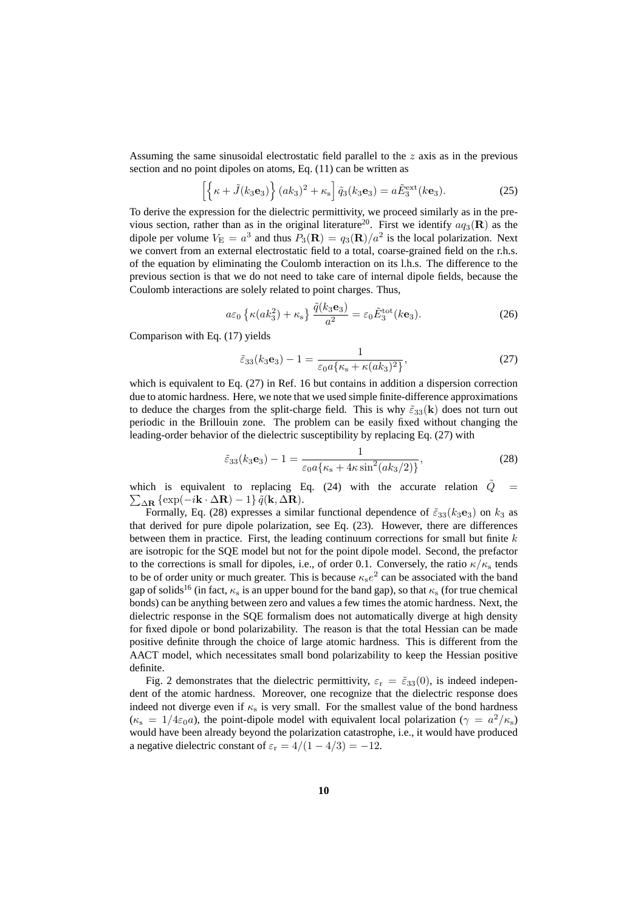Assuming the same sinusoidal electrostatic field parallel to the $z$ axis as in the previous section and no point dipoles on atoms, Eq. (11) can be written as

$$\left[\left\{\kappa + \tilde{J}(k_3\mathbf{e}_3)\right\}(ak_3)^2 + \kappa_\mathrm{s}\right]\tilde{q}_3(k_3\mathbf{e}_3) = a\tilde{E}_3^\mathrm{ext}(k\mathbf{e}_3). \tag{25}$$

To derive the expression for the dielectric permittivity, we proceed similarly as in the previous section, rather than as in the original literature[20]. First we identify $aq_3(\mathbf{R})$ as the dipole per volume $V_\mathrm{E} = a^3$ and thus $P_3(\mathbf{R}) = q_3(\mathbf{R})/a^2$ is the local polarization. Next we convert from an external electrostatic field to a total, coarse-grained field on the r.h.s. of the equation by eliminating the Coulomb interaction on its l.h.s. The difference to the previous section is that we do not need to take care of internal dipole fields, because the Coulomb interactions are solely related to point charges. Thus,

$$a\varepsilon_0\left\{\kappa(ak_3^2) + \kappa_\mathrm{s}\right\}\frac{\tilde{q}(k_3\mathbf{e}_3)}{a^2} = \varepsilon_0\tilde{E}_3^\mathrm{tot}(k\mathbf{e}_3). \tag{26}$$

Comparison with Eq. (17) yields

$$\tilde{\varepsilon}_{33}(k_3\mathbf{e}_3) - 1 = \frac{1}{\varepsilon_0 a\{\kappa_\mathrm{s} + \kappa(ak_3)^2\}}, \tag{27}$$

which is equivalent to Eq. (27) in Ref. 16 but contains in addition a dispersion correction due to atomic hardness. Here, we note that we used simple finite-difference approximations to deduce the charges from the split-charge field. This is why $\tilde{\varepsilon}_{33}(\mathbf{k})$ does not turn out periodic in the Brillouin zone. The problem can be easily fixed without changing the leading-order behavior of the dielectric susceptibility by replacing Eq. (27) with

$$\tilde{\varepsilon}_{33}(k_3\mathbf{e}_3) - 1 = \frac{1}{\varepsilon_0 a\{\kappa_\mathrm{s} + 4\kappa\sin^2(ak_3/2)\}}, \tag{28}$$

which is equivalent to replacing Eq. (24) with the accurate relation $\tilde{Q} = \sum_{\Delta\mathbf{R}}\left\{\exp(-i\mathbf{k}\cdot\Delta\mathbf{R}) - 1\right\}\tilde{q}(\mathbf{k},\Delta\mathbf{R})$.

Formally, Eq. (28) expresses a similar functional dependence of $\tilde{\varepsilon}_{33}(k_3\mathbf{e}_3)$ on $k_3$ as that derived for pure dipole polarization, see Eq. (23). However, there are differences between them in practice. First, the leading continuum corrections for small but finite $k$ are isotropic for the SQE model but not for the point dipole model. Second, the prefactor to the corrections is small for dipoles, i.e., of order 0.1. Conversely, the ratio $\kappa/\kappa_\mathrm{s}$ tends to be of order unity or much greater. This is because $\kappa_\mathrm{s}e^2$ can be associated with the band gap of solids[16] (in fact, $\kappa_\mathrm{s}$ is an upper bound for the band gap), so that $\kappa_\mathrm{s}$ (for true chemical bonds) can be anything between zero and values a few times the atomic hardness. Next, the dielectric response in the SQE formalism does not automatically diverge at high density for fixed dipole or bond polarizability. The reason is that the total Hessian can be made positive definite through the choice of large atomic hardness. This is different from the AACT model, which necessitates small bond polarizability to keep the Hessian positive definite.

Fig. 2 demonstrates that the dielectric permittivity, $\varepsilon_\mathrm{r} = \tilde{\varepsilon}_{33}(0)$, is indeed independent of the atomic hardness. Moreover, one recognize that the dielectric response does indeed not diverge even if $\kappa_\mathrm{s}$ is very small. For the smallest value of the bond hardness ($\kappa_\mathrm{s} = 1/4\varepsilon_0 a$), the point-dipole model with equivalent local polarization ($\gamma = a^2/\kappa_\mathrm{s}$) would have been already beyond the polarization catastrophe, i.e., it would have produced a negative dielectric constant of $\varepsilon_\mathrm{r} = 4/(1 - 4/3) = -12$.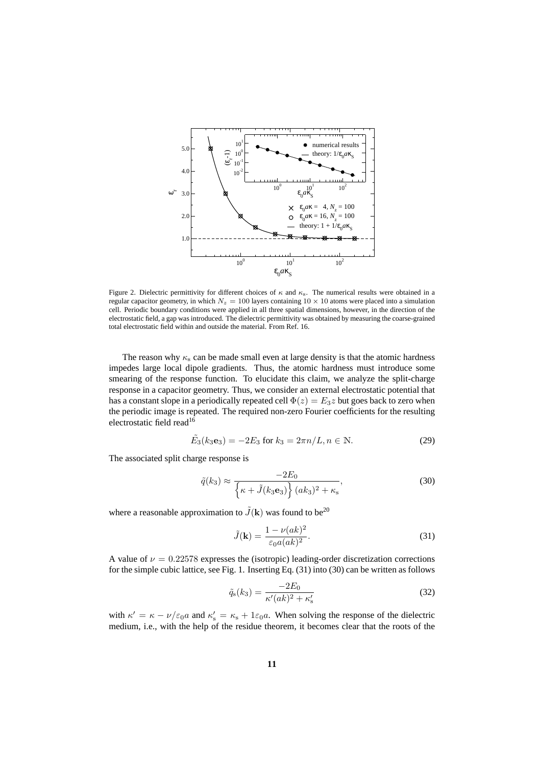Figure 2. Dielectric permittivity for different choices of $\kappa$ and $\kappa_s$. The numerical results were obtained in a regular capacitor geometry, in which $N_z = 100$ layers containing $10 \times 10$ atoms were placed into a simulation cell. Periodic boundary conditions were applied in all three spatial dimensions, however, in the direction of the electrostatic field, a gap was introduced. The dielectric permittivity was obtained by measuring the coarse-grained total electrostatic field within and outside the material. From Ref. 16.

The reason why $\kappa_s$ can be made small even at large density is that the atomic hardness impedes large local dipole gradients. Thus, the atomic hardness must introduce some smearing of the response function. To elucidate this claim, we analyze the split-charge response in a capacitor geometry. Thus, we consider an external electrostatic potential that has a constant slope in a periodically repeated cell $\Phi(z) = E_3 z$ but goes back to zero when the periodic image is repeated. The required non-zero Fourier coefficients for the resulting electrostatic field read[16]

$$\tilde{E}_3(k_3\mathbf{e}_3) = -2E_3 \text{ for } k_3 = 2\pi n/L, n \in \mathbb{N}. \tag{29}$$

The associated split charge response is

$$\tilde{q}(k_3) \approx \frac{-2E_0}{\left\{\kappa + \tilde{J}(k_3\mathbf{e}_3)\right\}(ak_3)^2 + \kappa_s}, \tag{30}$$

where a reasonable approximation to $\tilde{J}(\mathbf{k})$ was found to be[20]

$$\tilde{J}(\mathbf{k}) = \frac{1 - \nu(ak)^2}{\varepsilon_0 a(ak)^2}. \tag{31}$$

A value of $\nu = 0.22578$ expresses the (isotropic) leading-order discretization corrections for the simple cubic lattice, see Fig. 1. Inserting Eq. (31) into (30) can be written as follows

$$\tilde{q}_s(k_3) = \frac{-2E_0}{\kappa'(ak)^2 + \kappa_s'} \tag{32}$$

with $\kappa' = \kappa - \nu/\varepsilon_0 a$ and $\kappa_s' = \kappa_s + 1\varepsilon_0 a$. When solving the response of the dielectric medium, i.e., with the help of the residue theorem, it becomes clear that the roots of the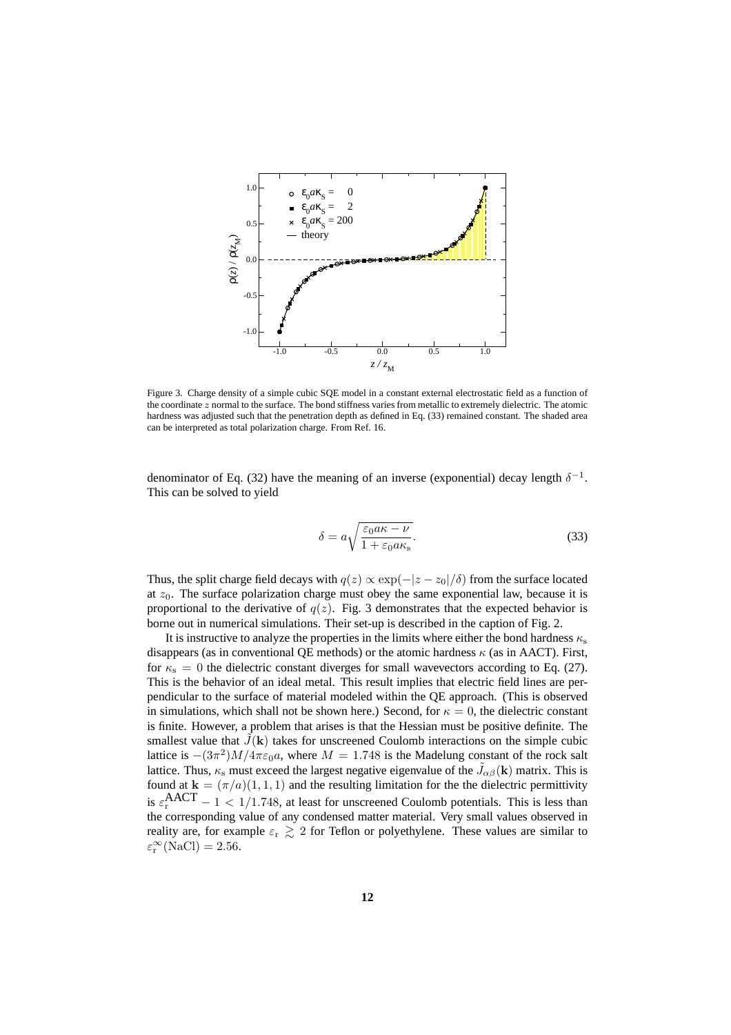Figure 3. Charge density of a simple cubic SQE model in a constant external electrostatic field as a function of the coordinate $z$ normal to the surface. The bond stiffness varies from metallic to extremely dielectric. The atomic hardness was adjusted such that the penetration depth as defined in Eq. (33) remained constant. The shaded area can be interpreted as total polarization charge. From Ref. 16.

denominator of Eq. (32) have the meaning of an inverse (exponential) decay length $\delta^{-1}$. This can be solved to yield

$$\delta = a\sqrt{\frac{\varepsilon_0 a\kappa - \nu}{1 + \varepsilon_0 a\kappa_{\rm s}}}. \tag{33}$$

Thus, the split charge field decays with $q(z) \propto \exp(-|z - z_0|/\delta)$ from the surface located at $z_0$. The surface polarization charge must obey the same exponential law, because it is proportional to the derivative of $q(z)$. Fig. 3 demonstrates that the expected behavior is borne out in numerical simulations. Their set-up is described in the caption of Fig. 2.

It is instructive to analyze the properties in the limits where either the bond hardness $\kappa_{\rm s}$ disappears (as in conventional QE methods) or the atomic hardness $\kappa$ (as in AACT). First, for $\kappa_{\rm s} = 0$ the dielectric constant diverges for small wavevectors according to Eq. (27). This is the behavior of an ideal metal. This result implies that electric field lines are perpendicular to the surface of material modeled within the QE approach. (This is observed in simulations, which shall not be shown here.) Second, for $\kappa = 0$, the dielectric constant is finite. However, a problem that arises is that the Hessian must be positive definite. The smallest value that $\tilde{J}(\mathbf{k})$ takes for unscreened Coulomb interactions on the simple cubic lattice is $-(3\pi^2)M/4\pi\varepsilon_0 a$, where $M = 1.748$ is the Madelung constant of the rock salt lattice. Thus, $\kappa_{\rm s}$ must exceed the largest negative eigenvalue of the $\tilde{J}_{\alpha\beta}(\mathbf{k})$ matrix. This is found at $\mathbf{k} = (\pi/a)(1,1,1)$ and the resulting limitation for the the dielectric permittivity is $\varepsilon_{\rm r}^{\rm AACT} - 1 < 1/1.748$, at least for unscreened Coulomb potentials. This is less than the corresponding value of any condensed matter material. Very small values observed in reality are, for example $\varepsilon_{\rm r} \gtrsim 2$ for Teflon or polyethylene. These values are similar to $\varepsilon_{\rm r}^{\infty}(\mathrm{NaCl}) = 2.56$.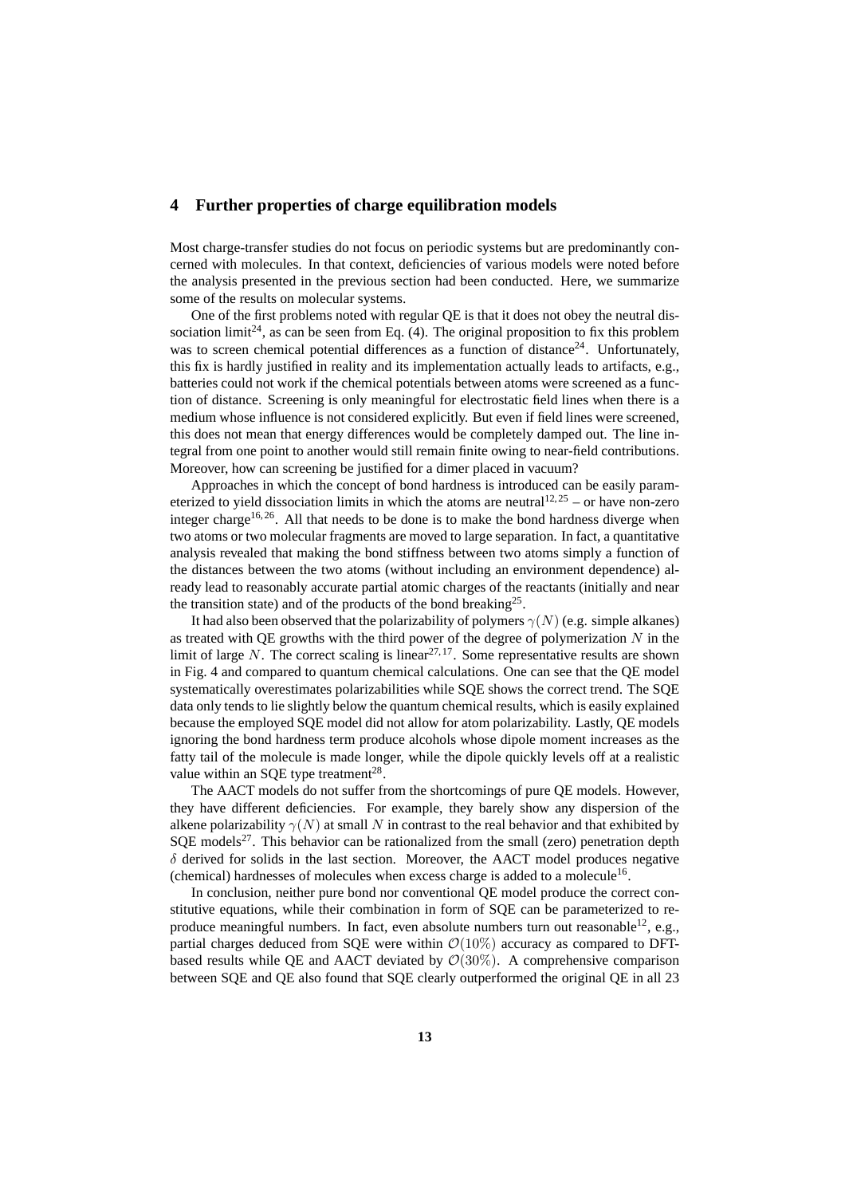## 4 Further properties of charge equilibration models

Most charge-transfer studies do not focus on periodic systems but are predominantly concerned with molecules. In that context, deficiencies of various models were noted before the analysis presented in the previous section had been conducted. Here, we summarize some of the results on molecular systems.

One of the first problems noted with regular QE is that it does not obey the neutral dissociation limit[24], as can be seen from Eq. (4). The original proposition to fix this problem was to screen chemical potential differences as a function of distance[24]. Unfortunately, this fix is hardly justified in reality and its implementation actually leads to artifacts, e.g., batteries could not work if the chemical potentials between atoms were screened as a function of distance. Screening is only meaningful for electrostatic field lines when there is a medium whose influence is not considered explicitly. But even if field lines were screened, this does not mean that energy differences would be completely damped out. The line integral from one point to another would still remain finite owing to near-field contributions. Moreover, how can screening be justified for a dimer placed in vacuum?

Approaches in which the concept of bond hardness is introduced can be easily parameterized to yield dissociation limits in which the atoms are neutral[12,25] – or have non-zero integer charge[16,26]. All that needs to be done is to make the bond hardness diverge when two atoms or two molecular fragments are moved to large separation. In fact, a quantitative analysis revealed that making the bond stiffness between two atoms simply a function of the distances between the two atoms (without including an environment dependence) already lead to reasonably accurate partial atomic charges of the reactants (initially and near the transition state) and of the products of the bond breaking[25].

It had also been observed that the polarizability of polymers $\gamma(N)$ (e.g. simple alkanes) as treated with QE growths with the third power of the degree of polymerization $N$ in the limit of large $N$. The correct scaling is linear[27,17]. Some representative results are shown in Fig. 4 and compared to quantum chemical calculations. One can see that the QE model systematically overestimates polarizabilities while SQE shows the correct trend. The SQE data only tends to lie slightly below the quantum chemical results, which is easily explained because the employed SQE model did not allow for atom polarizability. Lastly, QE models ignoring the bond hardness term produce alcohols whose dipole moment increases as the fatty tail of the molecule is made longer, while the dipole quickly levels off at a realistic value within an SQE type treatment[28].

The AACT models do not suffer from the shortcomings of pure QE models. However, they have different deficiencies. For example, they barely show any dispersion of the alkene polarizability $\gamma(N)$ at small $N$ in contrast to the real behavior and that exhibited by SQE models[27]. This behavior can be rationalized from the small (zero) penetration depth $\delta$ derived for solids in the last section. Moreover, the AACT model produces negative (chemical) hardnesses of molecules when excess charge is added to a molecule[16].

In conclusion, neither pure bond nor conventional QE model produce the correct constitutive equations, while their combination in form of SQE can be parameterized to reproduce meaningful numbers. In fact, even absolute numbers turn out reasonable[12], e.g., partial charges deduced from SQE were within $\mathcal{O}(10\%)$ accuracy as compared to DFT-based results while QE and AACT deviated by $\mathcal{O}(30\%)$. A comprehensive comparison between SQE and QE also found that SQE clearly outperformed the original QE in all 23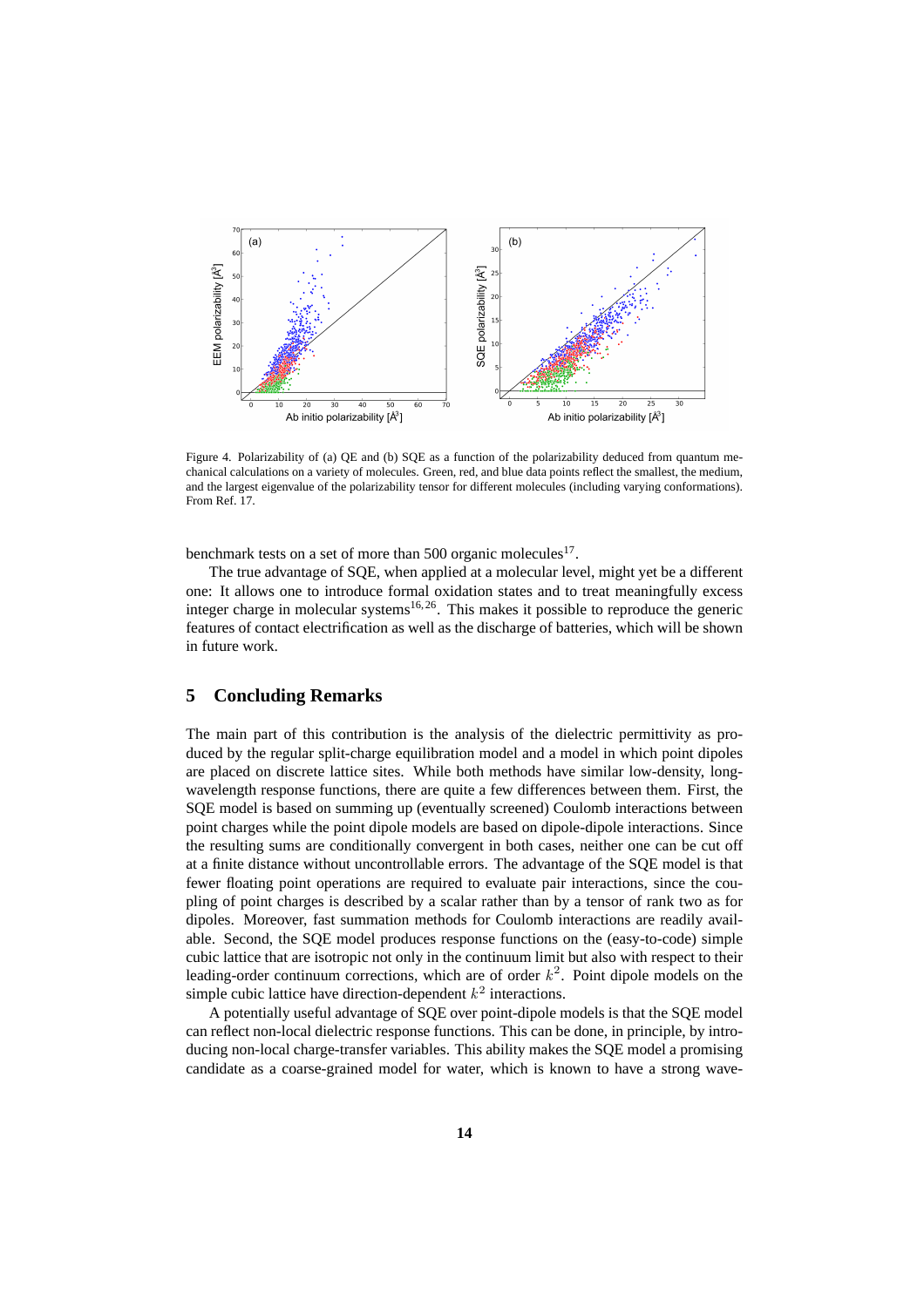Figure 4. Polarizability of (a) QE and (b) SQE as a function of the polarizability deduced from quantum mechanical calculations on a variety of molecules. Green, red, and blue data points reflect the smallest, the medium, and the largest eigenvalue of the polarizability tensor for different molecules (including varying conformations). From Ref. 17.

benchmark tests on a set of more than 500 organic molecules[17].

The true advantage of SQE, when applied at a molecular level, might yet be a different one: It allows one to introduce formal oxidation states and to treat meaningfully excess integer charge in molecular systems[16,26]. This makes it possible to reproduce the generic features of contact electrification as well as the discharge of batteries, which will be shown in future work.

## 5 Concluding Remarks

The main part of this contribution is the analysis of the dielectric permittivity as produced by the regular split-charge equilibration model and a model in which point dipoles are placed on discrete lattice sites. While both methods have similar low-density, long-wavelength response functions, there are quite a few differences between them. First, the SQE model is based on summing up (eventually screened) Coulomb interactions between point charges while the point dipole models are based on dipole-dipole interactions. Since the resulting sums are conditionally convergent in both cases, neither one can be cut off at a finite distance without uncontrollable errors. The advantage of the SQE model is that fewer floating point operations are required to evaluate pair interactions, since the coupling of point charges is described by a scalar rather than by a tensor of rank two as for dipoles. Moreover, fast summation methods for Coulomb interactions are readily available. Second, the SQE model produces response functions on the (easy-to-code) simple cubic lattice that are isotropic not only in the continuum limit but also with respect to their leading-order continuum corrections, which are of order $k^2$. Point dipole models on the simple cubic lattice have direction-dependent $k^2$ interactions.

A potentially useful advantage of SQE over point-dipole models is that the SQE model can reflect non-local dielectric response functions. This can be done, in principle, by introducing non-local charge-transfer variables. This ability makes the SQE model a promising candidate as a coarse-grained model for water, which is known to have a strong wave-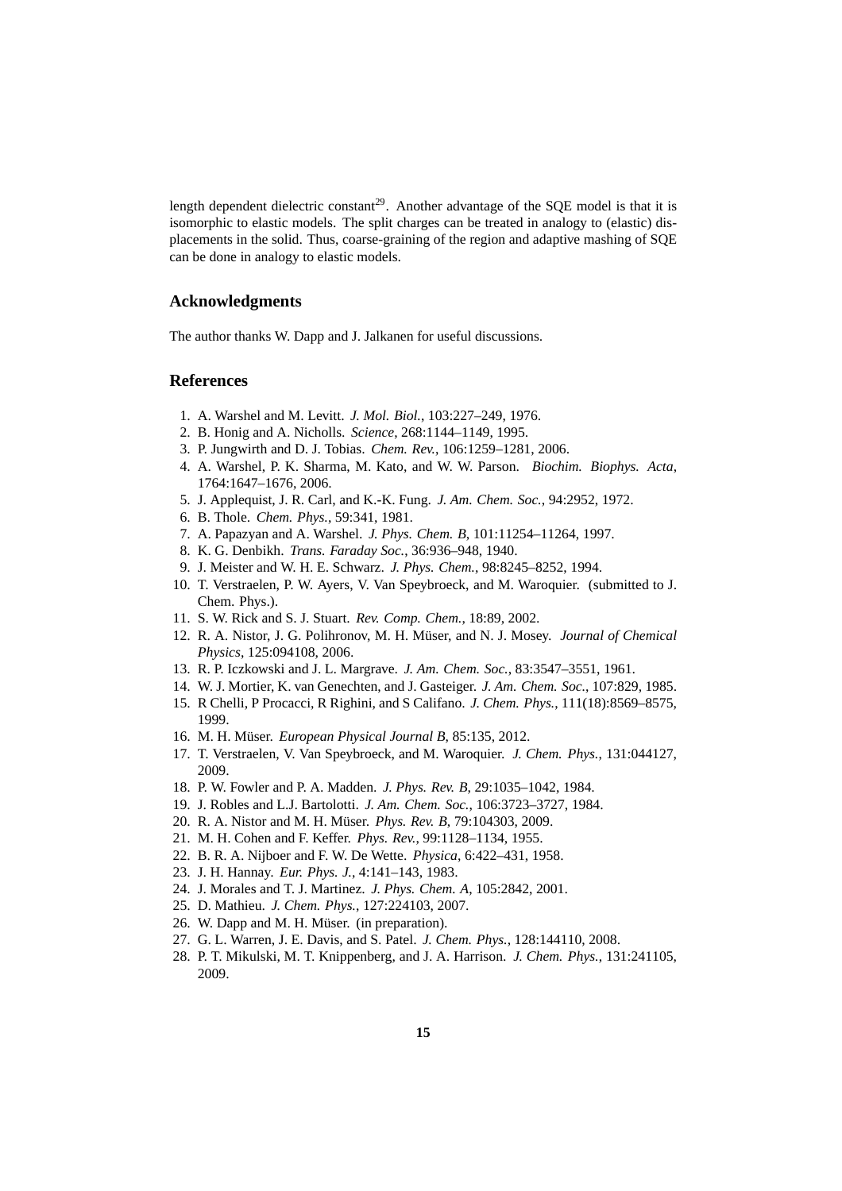length dependent dielectric constant[29]. Another advantage of the SQE model is that it is isomorphic to elastic models. The split charges can be treated in analogy to (elastic) displacements in the solid. Thus, coarse-graining of the region and adaptive mashing of SQE can be done in analogy to elastic models.

## Acknowledgments

The author thanks W. Dapp and J. Jalkanen for useful discussions.

## References

1. A. Warshel and M. Levitt. *J. Mol. Biol.*, 103:227–249, 1976.
2. B. Honig and A. Nicholls. *Science*, 268:1144–1149, 1995.
3. P. Jungwirth and D. J. Tobias. *Chem. Rev.*, 106:1259–1281, 2006.
4. A. Warshel, P. K. Sharma, M. Kato, and W. W. Parson. *Biochim. Biophys. Acta*, 1764:1647–1676, 2006.
5. J. Applequist, J. R. Carl, and K.-K. Fung. *J. Am. Chem. Soc.*, 94:2952, 1972.
6. B. Thole. *Chem. Phys.*, 59:341, 1981.
7. A. Papazyan and A. Warshel. *J. Phys. Chem. B*, 101:11254–11264, 1997.
8. K. G. Denbikh. *Trans. Faraday Soc.*, 36:936–948, 1940.
9. J. Meister and W. H. E. Schwarz. *J. Phys. Chem.*, 98:8245–8252, 1994.
10. T. Verstraelen, P. W. Ayers, V. Van Speybroeck, and M. Waroquier. (submitted to J. Chem. Phys.).
11. S. W. Rick and S. J. Stuart. *Rev. Comp. Chem.*, 18:89, 2002.
12. R. A. Nistor, J. G. Polihronov, M. H. Müser, and N. J. Mosey. *Journal of Chemical Physics*, 125:094108, 2006.
13. R. P. Iczkowski and J. L. Margrave. *J. Am. Chem. Soc.*, 83:3547–3551, 1961.
14. W. J. Mortier, K. van Genechten, and J. Gasteiger. *J. Am. Chem. Soc.*, 107:829, 1985.
15. R Chelli, P Procacci, R Righini, and S Califano. *J. Chem. Phys.*, 111(18):8569–8575, 1999.
16. M. H. Müser. *European Physical Journal B*, 85:135, 2012.
17. T. Verstraelen, V. Van Speybroeck, and M. Waroquier. *J. Chem. Phys.*, 131:044127, 2009.
18. P. W. Fowler and P. A. Madden. *J. Phys. Rev. B*, 29:1035–1042, 1984.
19. J. Robles and L.J. Bartolotti. *J. Am. Chem. Soc.*, 106:3723–3727, 1984.
20. R. A. Nistor and M. H. Müser. *Phys. Rev. B*, 79:104303, 2009.
21. M. H. Cohen and F. Keffer. *Phys. Rev.*, 99:1128–1134, 1955.
22. B. R. A. Nijboer and F. W. De Wette. *Physica*, 6:422–431, 1958.
23. J. H. Hannay. *Eur. Phys. J.*, 4:141–143, 1983.
24. J. Morales and T. J. Martinez. *J. Phys. Chem. A*, 105:2842, 2001.
25. D. Mathieu. *J. Chem. Phys.*, 127:224103, 2007.
26. W. Dapp and M. H. Müser. (in preparation).
27. G. L. Warren, J. E. Davis, and S. Patel. *J. Chem. Phys.*, 128:144110, 2008.
28. P. T. Mikulski, M. T. Knippenberg, and J. A. Harrison. *J. Chem. Phys.*, 131:241105, 2009.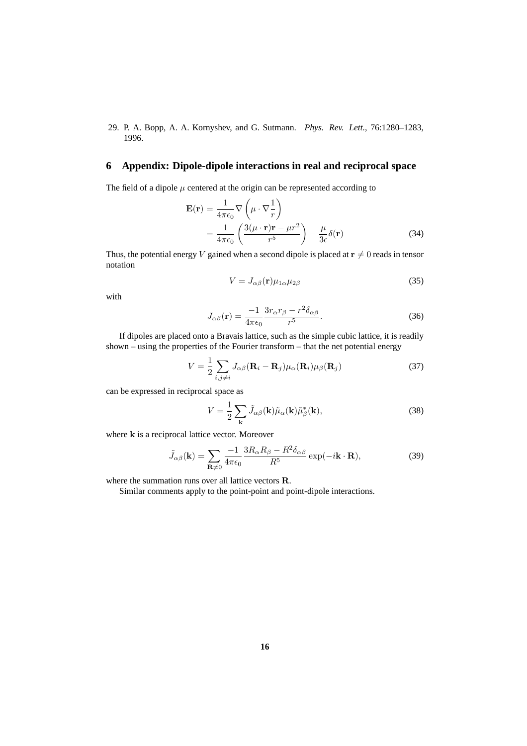29. P. A. Bopp, A. A. Kornyshev, and G. Sutmann. *Phys. Rev. Lett.*, 76:1280–1283, 1996.

## 6 Appendix: Dipole-dipole interactions in real and reciprocal space

The field of a dipole $\mu$ centered at the origin can be represented according to

$$
\begin{aligned}
\mathbf{E}(\mathbf{r}) &= \frac{1}{4\pi\epsilon_0} \nabla \left( \mu \cdot \nabla \frac{1}{r} \right) \\
&= \frac{1}{4\pi\epsilon_0} \left( \frac{3(\mu \cdot \mathbf{r})\mathbf{r} - \mu r^2}{r^5} \right) - \frac{\mu}{3\epsilon} \delta(\mathbf{r}) \qquad (34)
\end{aligned}
$$

Thus, the potential energy $V$ gained when a second dipole is placed at $\mathbf{r} \neq 0$ reads in tensor notation

$$
V = J_{\alpha\beta}(\mathbf{r}) \mu_{1\alpha} \mu_{2\beta} \qquad (35)
$$

with

$$
J_{\alpha\beta}(\mathbf{r}) = \frac{-1}{4\pi\epsilon_0} \frac{3 r_\alpha r_\beta - r^2 \delta_{\alpha\beta}}{r^5}. \qquad (36)
$$

If dipoles are placed onto a Bravais lattice, such as the simple cubic lattice, it is readily shown – using the properties of the Fourier transform – that the net potential energy

$$
V = \frac{1}{2} \sum_{i,j \neq i} J_{\alpha\beta}(\mathbf{R}_i - \mathbf{R}_j) \mu_\alpha(\mathbf{R}_i) \mu_\beta(\mathbf{R}_j) \qquad (37)
$$

can be expressed in reciprocal space as

$$
V = \frac{1}{2} \sum_{\mathbf{k}} \tilde{J}_{\alpha\beta}(\mathbf{k}) \tilde{\mu}_\alpha(\mathbf{k}) \tilde{\mu}^*_\beta(\mathbf{k}), \qquad (38)
$$

where $\mathbf{k}$ is a reciprocal lattice vector. Moreover

$$
\tilde{J}_{\alpha\beta}(\mathbf{k}) = \sum_{\mathbf{R} \neq 0} \frac{-1}{4\pi\epsilon_0} \frac{3 R_\alpha R_\beta - R^2 \delta_{\alpha\beta}}{R^5} \exp(-i\mathbf{k} \cdot \mathbf{R}), \qquad (39)
$$

where the summation runs over all lattice vectors $\mathbf{R}$.

Similar comments apply to the point-point and point-dipole interactions.